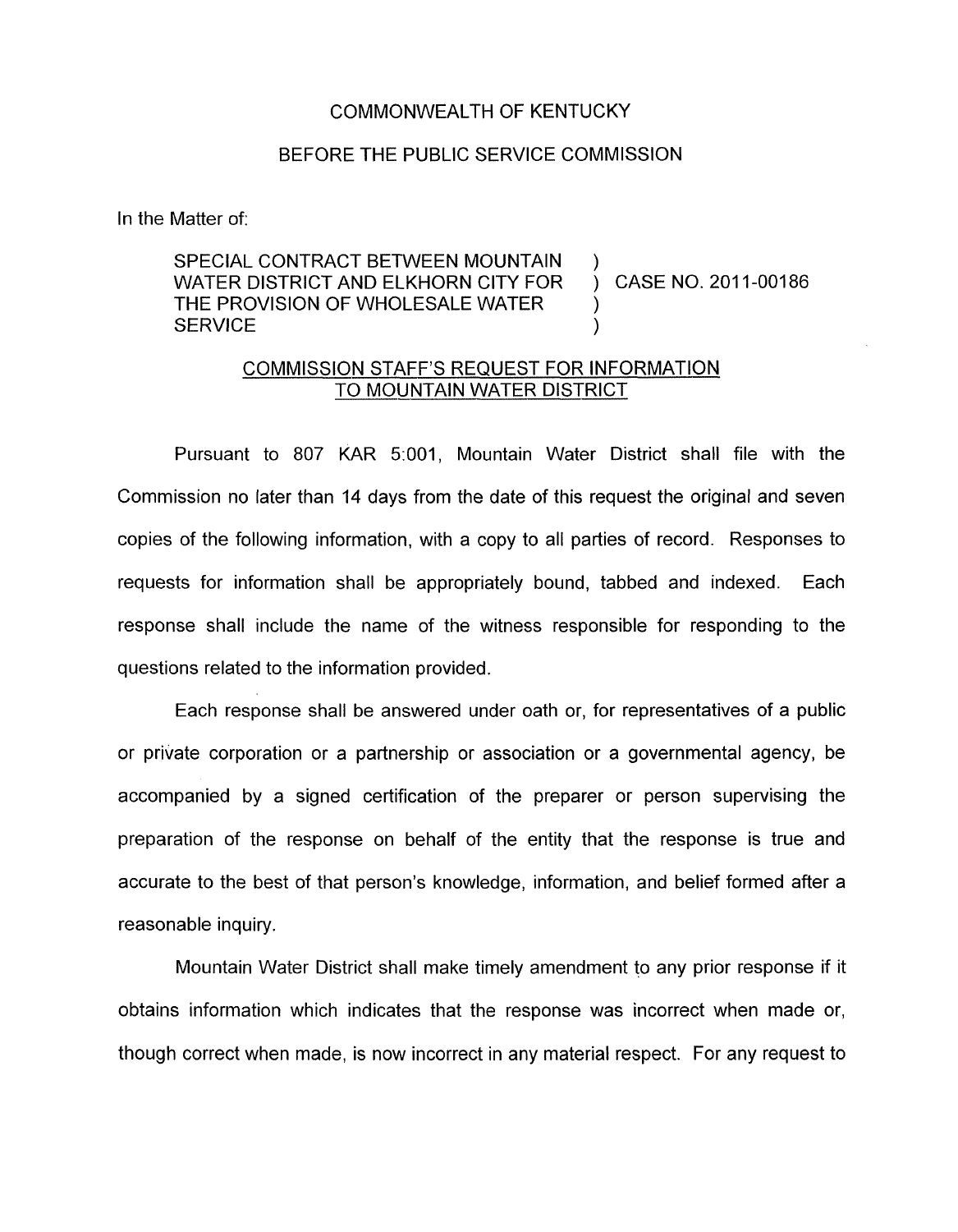COMMONWEALTH OF KENTUCKY

BEFORE THE PUBLIC SERVICE COMMISSION

In the Matter of:

SPECIAL CONTRACT BETWEEN MOUNTAIN WATER DISTRICT AND ELKHORN CITY FOR THE PROVISION OF WHOLESALE WATER SERVICE ) CASE NO. 2011-00186

COMMISSION STAFF'S REQUEST FOR INFORMATION TO MOUNTAIN WATER DISTRICT

Pursuant to 807 KAR 5:001, Mountain Water District shall file with the Commission no later than 14 days from the date of this request the original and seven copies of the following information, with a copy to all parties of record. Responses to requests for information shall be appropriately bound, tabbed and indexed. Each response shall include the name of the witness responsible for responding to the questions related to the information provided.

Each response shall be answered under oath or, for representatives of a public or private corporation or a partnership or association or a governmental agency, be accompanied by a signed certification of the preparer or person supervising the preparation of the response on behalf of the entity that the response is true and accurate to the best of that person's knowledge, information, and belief formed after a reasonable inquiry.

Mountain Water District shall make timely amendment to any prior response if it obtains information which indicates that the response was incorrect when made or, though correct when made, is now incorrect in any material respect. For any request to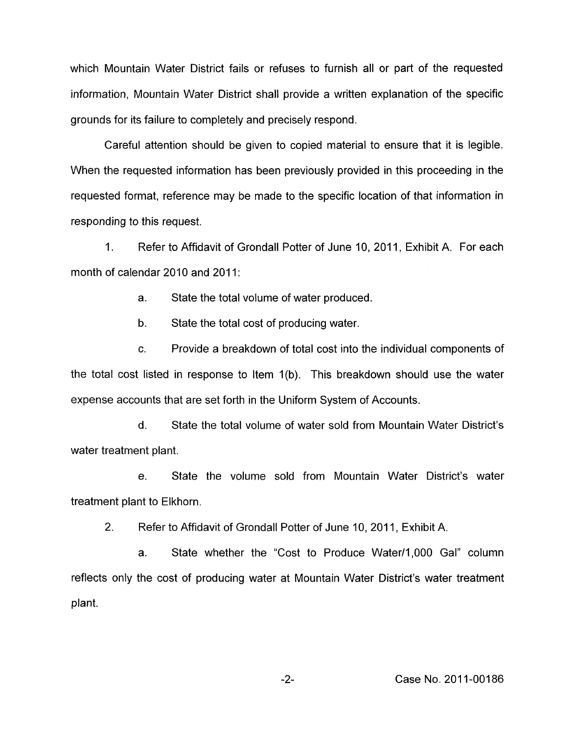which Mountain Water District fails or refuses to furnish all or part of the requested information, Mountain Water District shall provide a written explanation of the specific grounds for its failure to completely and precisely respond.

Careful attention should be given to copied material to ensure that it is legible. When the requested information has been previously provided in this proceeding in the requested format, reference may be made to the specific location of that information in responding to this request.

1. Refer to Affidavit of Grondall Potter of June 10, 2011, Exhibit A. For each month of calendar 2010 and 2011:

   a. State the total volume of water produced.

   b. State the total cost of producing water.

   c. Provide a breakdown of total cost into the individual components of the total cost listed in response to Item 1(b). This breakdown should use the water expense accounts that are set forth in the Uniform System of Accounts.

   d. State the total volume of water sold from Mountain Water District's water treatment plant.

   e. State the volume sold from Mountain Water District's water treatment plant to Elkhorn.

2. Refer to Affidavit of Grondall Potter of June 10, 2011, Exhibit A.

   a. State whether the "Cost to Produce Water/1,000 Gal" column reflects only the cost of producing water at Mountain Water District's water treatment plant.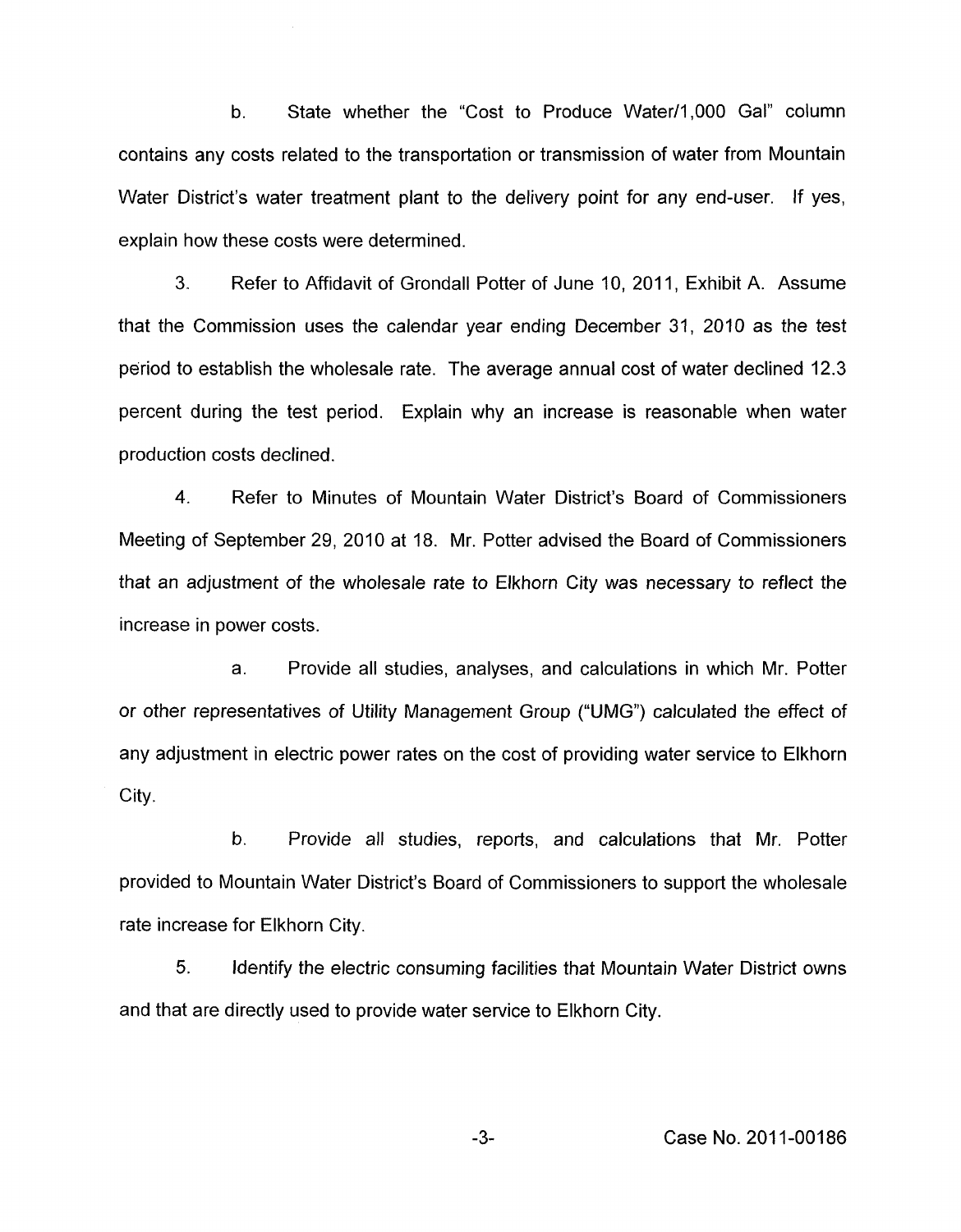b. State whether the "Cost to Produce Water/1,000 Gal" column contains any costs related to the transportation or transmission of water from Mountain Water District's water treatment plant to the delivery point for any end-user. If yes, explain how these costs were determined.

3. Refer to Affidavit of Grondall Potter of June 10, 2011, Exhibit A. Assume that the Commission uses the calendar year ending December 31, 2010 as the test period to establish the wholesale rate. The average annual cost of water declined 12.3 percent during the test period. Explain why an increase is reasonable when water production costs declined.

4. Refer to Minutes of Mountain Water District's Board of Commissioners Meeting of September 29, 2010 at 18. Mr. Potter advised the Board of Commissioners that an adjustment of the wholesale rate to Elkhorn City was necessary to reflect the increase in power costs.

a. Provide all studies, analyses, and calculations in which Mr. Potter or other representatives of Utility Management Group ("UMG") calculated the effect of any adjustment in electric power rates on the cost of providing water service to Elkhorn City.

b. Provide all studies, reports, and calculations that Mr. Potter provided to Mountain Water District's Board of Commissioners to support the wholesale rate increase for Elkhorn City.

5. Identify the electric consuming facilities that Mountain Water District owns and that are directly used to provide water service to Elkhorn City.

Case No. 2011-00186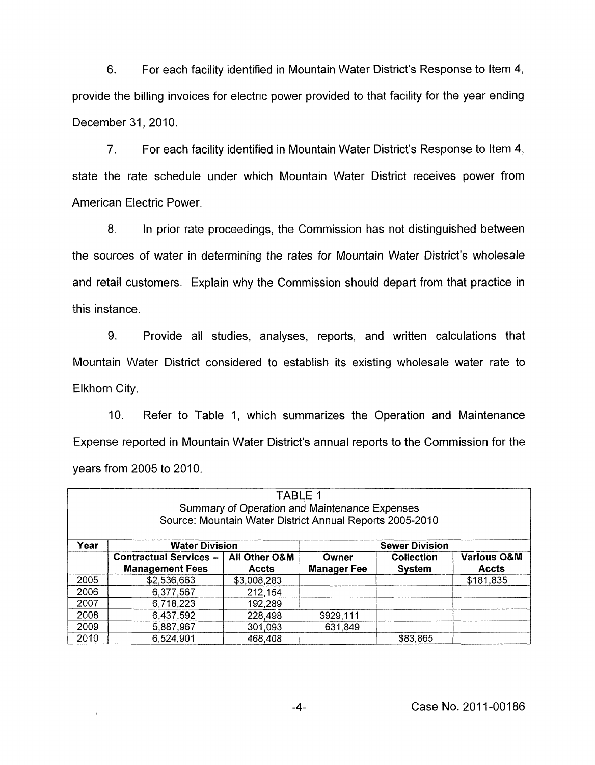6. For each facility identified in Mountain Water District's Response to Item 4, provide the billing invoices for electric power provided to that facility for the year ending December 31, 2010.

7. For each facility identified in Mountain Water District's Response to Item 4, state the rate schedule under which Mountain Water District receives power from American Electric Power.

8. In prior rate proceedings, the Commission has not distinguished between the sources of water in determining the rates for Mountain Water District's wholesale and retail customers. Explain why the Commission should depart from that practice in this instance.

9. Provide all studies, analyses, reports, and written calculations that Mountain Water District considered to establish its existing wholesale water rate to Elkhorn City.

10. Refer to Table 1, which summarizes the Operation and Maintenance Expense reported in Mountain Water District's annual reports to the Commission for the years from 2005 to 2010.

TABLE 1
Summary of Operation and Maintenance Expenses
Source: Mountain Water District Annual Reports 2005-2010

| Year | Water Division | | Sewer Division | | |
|---|---|---|---|---|---|
| | **Contractual Services – Management Fees** | **All Other O&M Accts** | **Owner Manager Fee** | **Collection System** | **Various O&M Accts** |
| 2005 | $2,536,663 | $3,008,283 | | | $181,835 |
| 2006 | 6,377,567 | 212,154 | | | |
| 2007 | 6,718,223 | 192,289 | | | |
| 2008 | 6,437,592 | 228,498 | $929,111 | | |
| 2009 | 5,887,967 | 301,093 | 631,849 | | |
| 2010 | 6,524,901 | 468,408 | | $83,865 | |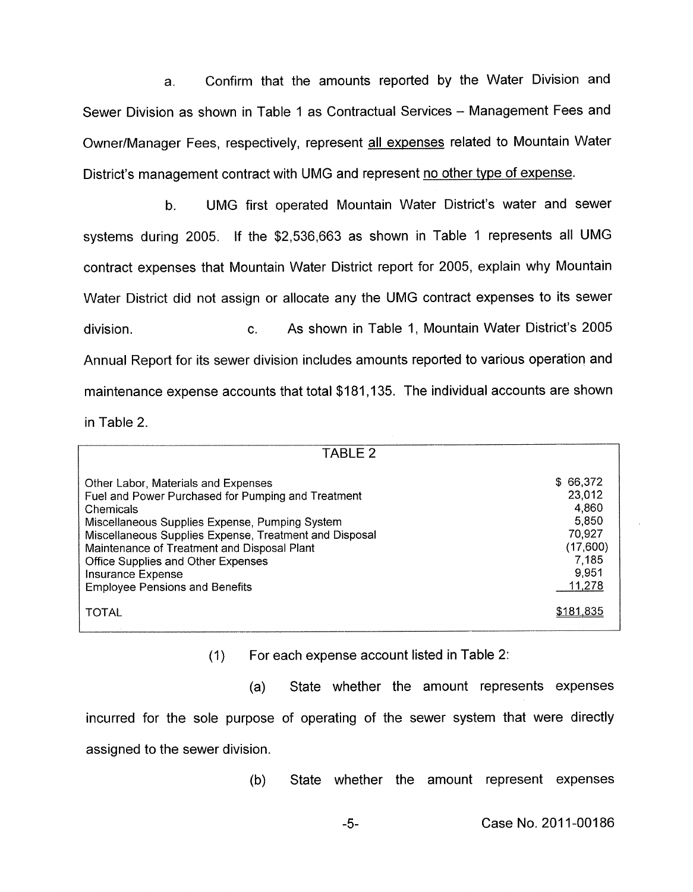a. Confirm that the amounts reported by the Water Division and Sewer Division as shown in Table 1 as Contractual Services – Management Fees and Owner/Manager Fees, respectively, represent <u>all expenses</u> related to Mountain Water District's management contract with UMG and represent <u>no other type of expense</u>.

b. UMG first operated Mountain Water District's water and sewer systems during 2005. If the $2,536,663 as shown in Table 1 represents all UMG contract expenses that Mountain Water District report for 2005, explain why Mountain Water District did not assign or allocate any the UMG contract expenses to its sewer division.

c. As shown in Table 1, Mountain Water District's 2005 Annual Report for its sewer division includes amounts reported to various operation and maintenance expense accounts that total $181,135. The individual accounts are shown in Table 2.

| TABLE 2 | |
|---|---|
| Other Labor, Materials and Expenses | $ 66,372 |
| Fuel and Power Purchased for Pumping and Treatment | 23,012 |
| Chemicals | 4,860 |
| Miscellaneous Supplies Expense, Pumping System | 5,850 |
| Miscellaneous Supplies Expense, Treatment and Disposal | 70,927 |
| Maintenance of Treatment and Disposal Plant | (17,600) |
| Office Supplies and Other Expenses | 7,185 |
| Insurance Expense | 9,951 |
| Employee Pensions and Benefits | 11,278 |
| TOTAL | $181,835 |

(1) For each expense account listed in Table 2:

(a) State whether the amount represents expenses incurred for the sole purpose of operating of the sewer system that were directly assigned to the sewer division.

(b) State whether the amount represent expenses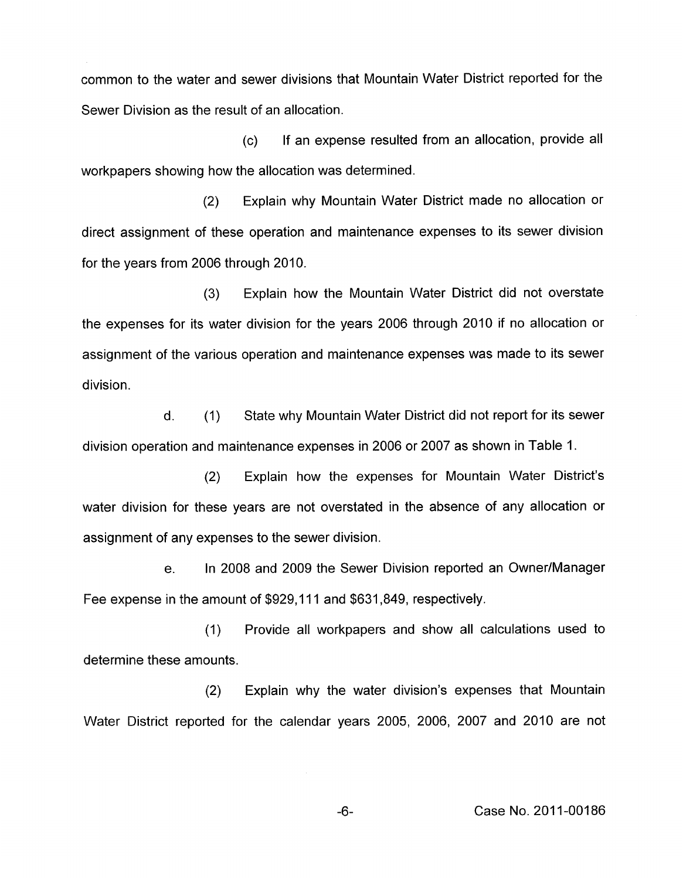common to the water and sewer divisions that Mountain Water District reported for the Sewer Division as the result of an allocation.

(c) If an expense resulted from an allocation, provide all workpapers showing how the allocation was determined.

(2) Explain why Mountain Water District made no allocation or direct assignment of these operation and maintenance expenses to its sewer division for the years from 2006 through 2010.

(3) Explain how the Mountain Water District did not overstate the expenses for its water division for the years 2006 through 2010 if no allocation or assignment of the various operation and maintenance expenses was made to its sewer division.

d. (1) State why Mountain Water District did not report for its sewer division operation and maintenance expenses in 2006 or 2007 as shown in Table 1.

(2) Explain how the expenses for Mountain Water District's water division for these years are not overstated in the absence of any allocation or assignment of any expenses to the sewer division.

e. In 2008 and 2009 the Sewer Division reported an Owner/Manager Fee expense in the amount of $929,111 and $631,849, respectively.

(1) Provide all workpapers and show all calculations used to determine these amounts.

(2) Explain why the water division's expenses that Mountain Water District reported for the calendar years 2005, 2006, 2007 and 2010 are not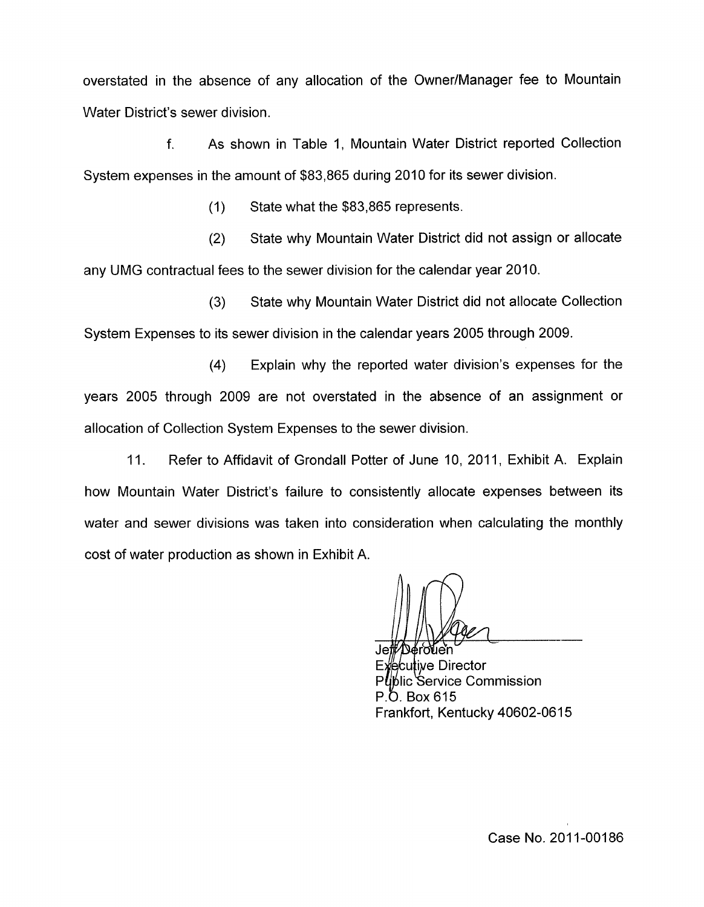overstated in the absence of any allocation of the Owner/Manager fee to Mountain Water District's sewer division.

f. As shown in Table 1, Mountain Water District reported Collection System expenses in the amount of $83,865 during 2010 for its sewer division.

(1) State what the $83,865 represents.

(2) State why Mountain Water District did not assign or allocate any UMG contractual fees to the sewer division for the calendar year 2010.

(3) State why Mountain Water District did not allocate Collection System Expenses to its sewer division in the calendar years 2005 through 2009.

(4) Explain why the reported water division's expenses for the years 2005 through 2009 are not overstated in the absence of an assignment or allocation of Collection System Expenses to the sewer division.

11. Refer to Affidavit of Grondall Potter of June 10, 2011, Exhibit A. Explain how Mountain Water District's failure to consistently allocate expenses between its water and sewer divisions was taken into consideration when calculating the monthly cost of water production as shown in Exhibit A.

Jeff Derouen
Executive Director
Public Service Commission
P.O. Box 615
Frankfort, Kentucky 40602-0615

Case No. 2011-00186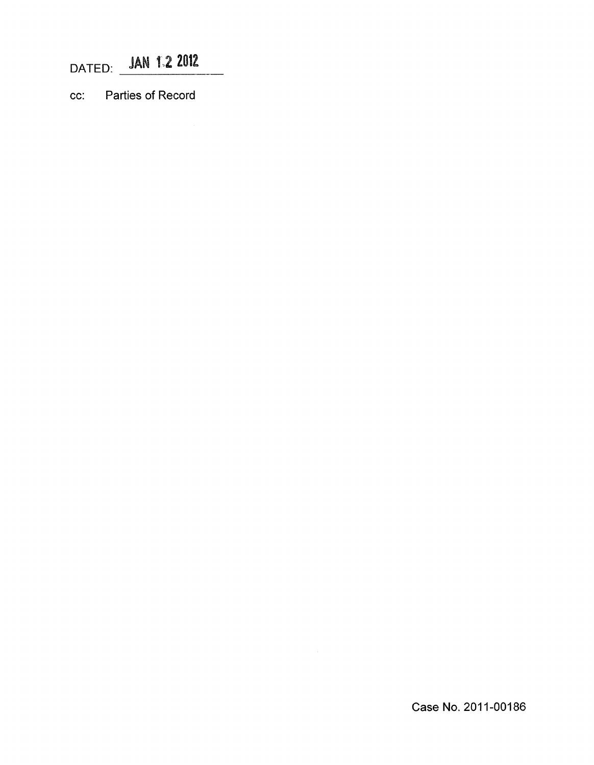DATED: JAN 12 2012

cc: Parties of Record

Case No. 2011-00186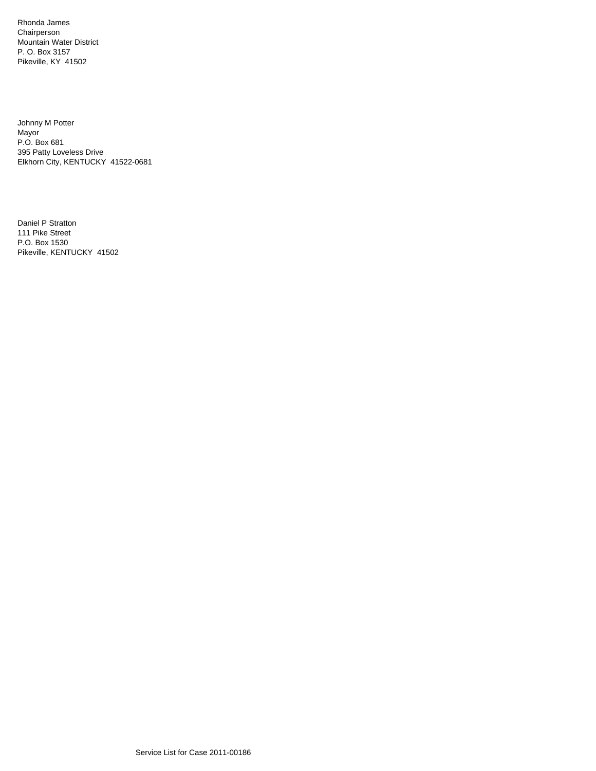Rhonda James
Chairperson
Mountain Water District
P. O. Box 3157
Pikeville, KY  41502

Johnny M Potter
Mayor
P.O. Box 681
395 Patty Loveless Drive
Elkhorn City, KENTUCKY  41522-0681

Daniel P Stratton
111 Pike Street
P.O. Box 1530
Pikeville, KENTUCKY  41502